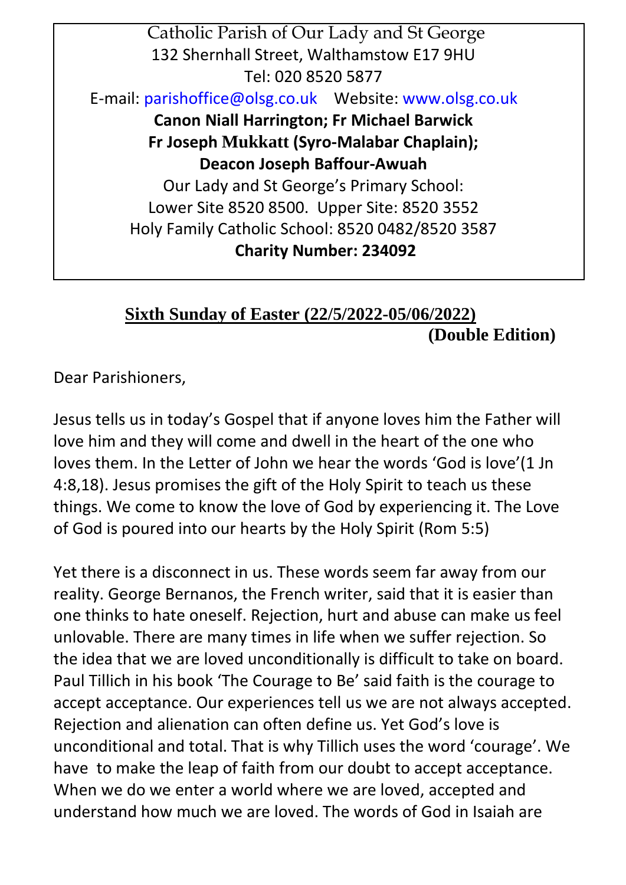Catholic Parish of Our Lady and St George
132 Shernhall Street, Walthamstow E17 9HU
Tel: 020 8520 5877
E-mail: parishoffice@olsg.co.uk Website: www.olsg.co.uk
**Canon Niall Harrington; Fr Michael Barwick**
**Fr Joseph Mukkatt (Syro-Malabar Chaplain);**
**Deacon Joseph Baffour-Awuah**
Our Lady and St George's Primary School:
Lower Site 8520 8500. Upper Site: 8520 3552
Holy Family Catholic School: 8520 0482/8520 3587
**Charity Number: 234092**

## Sixth Sunday of Easter (22/5/2022-05/06/2022)
**(Double Edition)**

Dear Parishioners,

Jesus tells us in today's Gospel that if anyone loves him the Father will love him and they will come and dwell in the heart of the one who loves them. In the Letter of John we hear the words 'God is love'(1 Jn 4:8,18). Jesus promises the gift of the Holy Spirit to teach us these things. We come to know the love of God by experiencing it. The Love of God is poured into our hearts by the Holy Spirit (Rom 5:5)

Yet there is a disconnect in us. These words seem far away from our reality. George Bernanos, the French writer, said that it is easier than one thinks to hate oneself. Rejection, hurt and abuse can make us feel unlovable. There are many times in life when we suffer rejection. So the idea that we are loved unconditionally is difficult to take on board. Paul Tillich in his book 'The Courage to Be' said faith is the courage to accept acceptance. Our experiences tell us we are not always accepted. Rejection and alienation can often define us. Yet God's love is unconditional and total. That is why Tillich uses the word 'courage'. We have to make the leap of faith from our doubt to accept acceptance. When we do we enter a world where we are loved, accepted and understand how much we are loved. The words of God in Isaiah are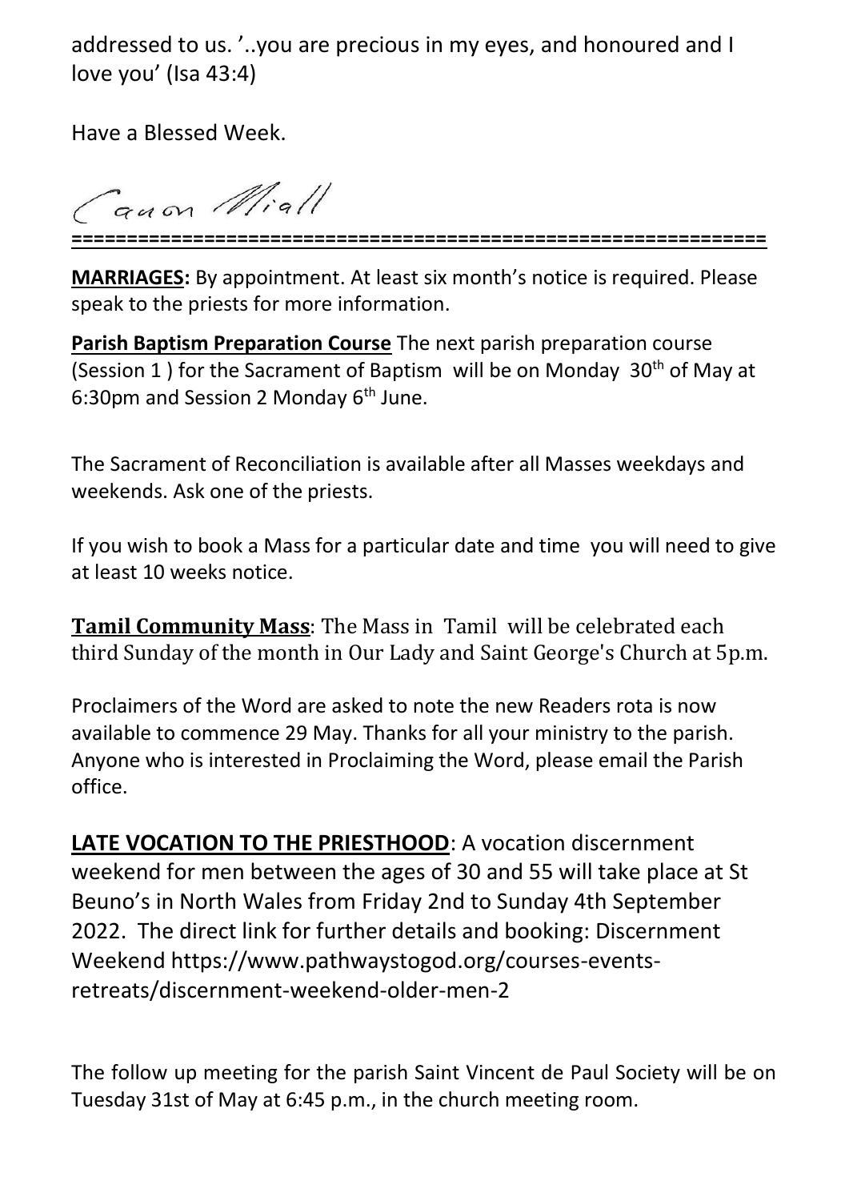addressed to us. '..you are precious in my eyes, and honoured and I love you' (Isa 43:4)

Have a Blessed Week.

Canon Niall

---

**MARRIAGES:** By appointment. At least six month's notice is required. Please speak to the priests for more information.

**Parish Baptism Preparation Course** The next parish preparation course (Session 1 ) for the Sacrament of Baptism will be on Monday 30th of May at 6:30pm and Session 2 Monday 6th June.

The Sacrament of Reconciliation is available after all Masses weekdays and weekends. Ask one of the priests.

If you wish to book a Mass for a particular date and time you will need to give at least 10 weeks notice.

**Tamil Community Mass**: The Mass in Tamil will be celebrated each third Sunday of the month in Our Lady and Saint George's Church at 5p.m.

Proclaimers of the Word are asked to note the new Readers rota is now available to commence 29 May. Thanks for all your ministry to the parish. Anyone who is interested in Proclaiming the Word, please email the Parish office.

**LATE VOCATION TO THE PRIESTHOOD**: A vocation discernment weekend for men between the ages of 30 and 55 will take place at St Beuno's in North Wales from Friday 2nd to Sunday 4th September 2022. The direct link for further details and booking: Discernment Weekend https://www.pathwaystogod.org/courses-events-retreats/discernment-weekend-older-men-2

The follow up meeting for the parish Saint Vincent de Paul Society will be on Tuesday 31st of May at 6:45 p.m., in the church meeting room.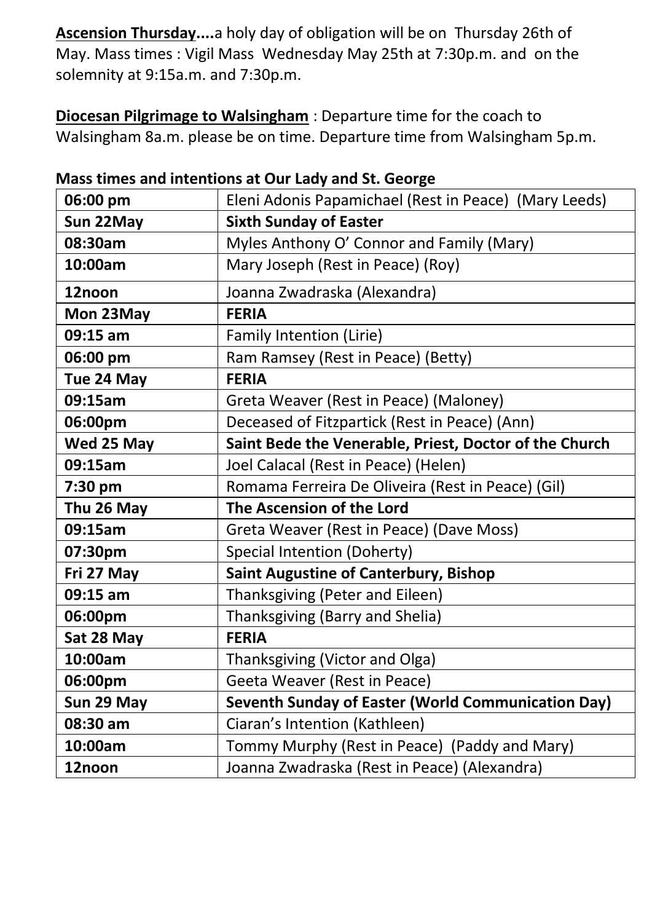**<u>Ascension Thursday</u>....**a holy day of obligation will be on Thursday 26th of May. Mass times : Vigil Mass Wednesday May 25th at 7:30p.m. and on the solemnity at 9:15a.m. and 7:30p.m.

**<u>Diocesan Pilgrimage to Walsingham</u>** : Departure time for the coach to Walsingham 8a.m. please be on time. Departure time from Walsingham 5p.m.

**Mass times and intentions at Our Lady and St. George**

| 06:00 pm | Eleni Adonis Papamichael (Rest in Peace) (Mary Leeds) |
|---|---|
| **Sun 22May** | **Sixth Sunday of Easter** |
| **08:30am** | Myles Anthony O' Connor and Family (Mary) |
| **10:00am** | Mary Joseph (Rest in Peace) (Roy) |
| **12noon** | Joanna Zwadraska (Alexandra) |
| **Mon 23May** | **FERIA** |
| **09:15 am** | Family Intention (Lirie) |
| **06:00 pm** | Ram Ramsey (Rest in Peace) (Betty) |
| **Tue 24 May** | **FERIA** |
| **09:15am** | Greta Weaver (Rest in Peace) (Maloney) |
| **06:00pm** | Deceased of Fitzpartick (Rest in Peace) (Ann) |
| **Wed 25 May** | **Saint Bede the Venerable, Priest, Doctor of the Church** |
| **09:15am** | Joel Calacal (Rest in Peace) (Helen) |
| **7:30 pm** | Romama Ferreira De Oliveira (Rest in Peace) (Gil) |
| **Thu 26 May** | **The Ascension of the Lord** |
| **09:15am** | Greta Weaver (Rest in Peace) (Dave Moss) |
| **07:30pm** | Special Intention (Doherty) |
| **Fri 27 May** | **Saint Augustine of Canterbury, Bishop** |
| **09:15 am** | Thanksgiving (Peter and Eileen) |
| **06:00pm** | Thanksgiving (Barry and Shelia) |
| **Sat 28 May** | **FERIA** |
| **10:00am** | Thanksgiving (Victor and Olga) |
| **06:00pm** | Geeta Weaver (Rest in Peace) |
| **Sun 29 May** | **Seventh Sunday of Easter (World Communication Day)** |
| **08:30 am** | Ciaran's Intention (Kathleen) |
| **10:00am** | Tommy Murphy (Rest in Peace) (Paddy and Mary) |
| **12noon** | Joanna Zwadraska (Rest in Peace) (Alexandra) |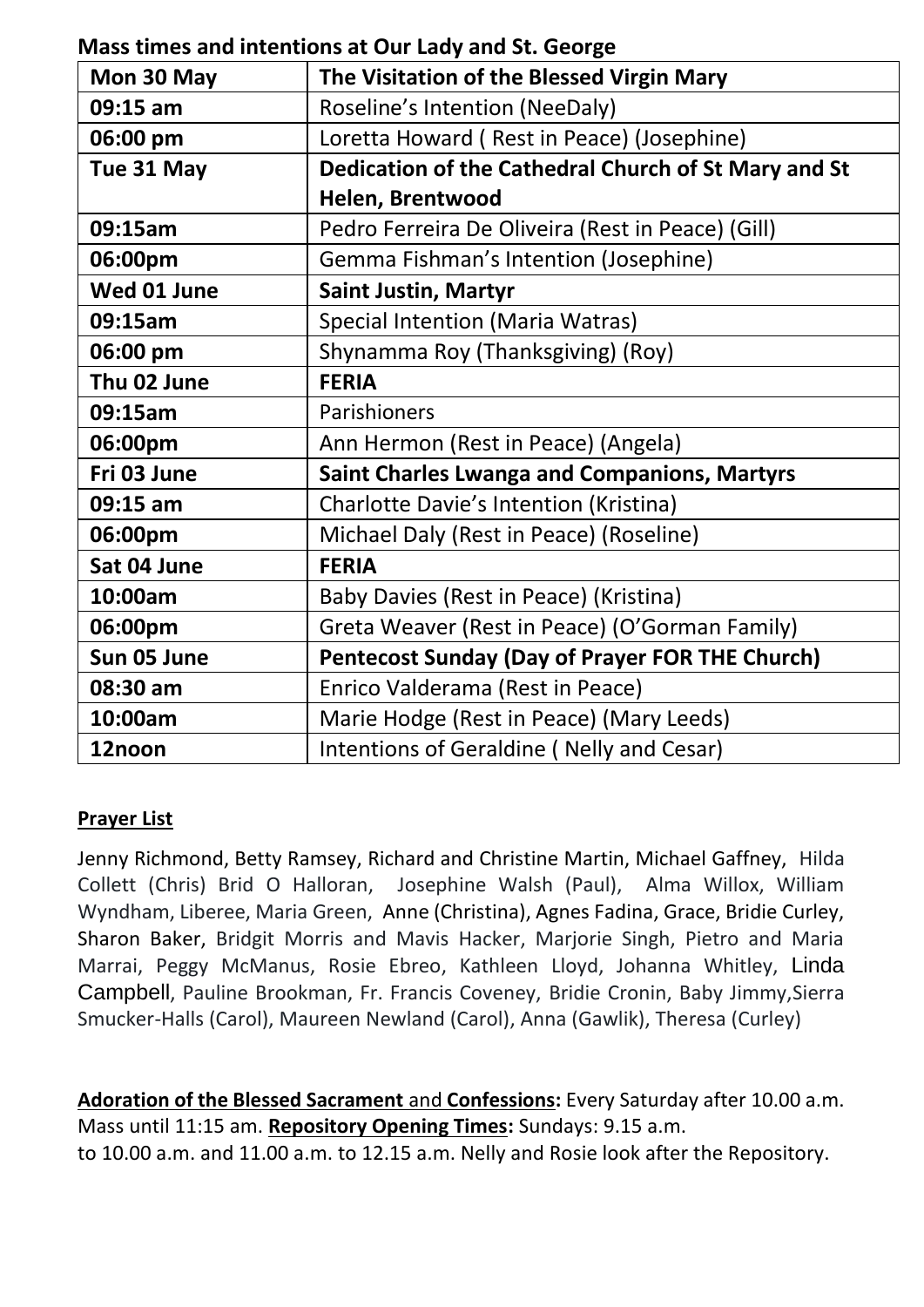**Mass times and intentions at Our Lady and St. George**

| | |
|---|---|
| **Mon 30 May** | **The Visitation of the Blessed Virgin Mary** |
| **09:15 am** | Roseline's Intention (NeeDaly) |
| **06:00 pm** | Loretta Howard ( Rest in Peace) (Josephine) |
| **Tue 31 May** | **Dedication of the Cathedral Church of St Mary and St Helen, Brentwood** |
| **09:15am** | Pedro Ferreira De Oliveira (Rest in Peace) (Gill) |
| **06:00pm** | Gemma Fishman's Intention (Josephine) |
| **Wed 01 June** | **Saint Justin, Martyr** |
| **09:15am** | Special Intention (Maria Watras) |
| **06:00 pm** | Shynamma Roy (Thanksgiving) (Roy) |
| **Thu 02 June** | **FERIA** |
| **09:15am** | Parishioners |
| **06:00pm** | Ann Hermon (Rest in Peace) (Angela) |
| **Fri 03 June** | **Saint Charles Lwanga and Companions, Martyrs** |
| **09:15 am** | Charlotte Davie's Intention (Kristina) |
| **06:00pm** | Michael Daly (Rest in Peace) (Roseline) |
| **Sat 04 June** | **FERIA** |
| **10:00am** | Baby Davies (Rest in Peace) (Kristina) |
| **06:00pm** | Greta Weaver (Rest in Peace) (O'Gorman Family) |
| **Sun 05 June** | **Pentecost Sunday (Day of Prayer FOR THE Church)** |
| **08:30 am** | Enrico Valderama (Rest in Peace) |
| **10:00am** | Marie Hodge (Rest in Peace) (Mary Leeds) |
| **12noon** | Intentions of Geraldine ( Nelly and Cesar) |

**Prayer List**

Jenny Richmond, Betty Ramsey, Richard and Christine Martin, Michael Gaffney, Hilda Collett (Chris) Brid O Halloran, Josephine Walsh (Paul), Alma Willox, William Wyndham, Liberee, Maria Green, Anne (Christina), Agnes Fadina, Grace, Bridie Curley, Sharon Baker, Bridgit Morris and Mavis Hacker, Marjorie Singh, Pietro and Maria Marrai, Peggy McManus, Rosie Ebreo, Kathleen Lloyd, Johanna Whitley, Linda Campbell, Pauline Brookman, Fr. Francis Coveney, Bridie Cronin, Baby Jimmy,Sierra Smucker-Halls (Carol), Maureen Newland (Carol), Anna (Gawlik), Theresa (Curley)

**Adoration of the Blessed Sacrament** and **Confessions:** Every Saturday after 10.00 a.m. Mass until 11:15 am. **Repository Opening Times:** Sundays: 9.15 a.m. to 10.00 a.m. and 11.00 a.m. to 12.15 a.m. Nelly and Rosie look after the Repository.